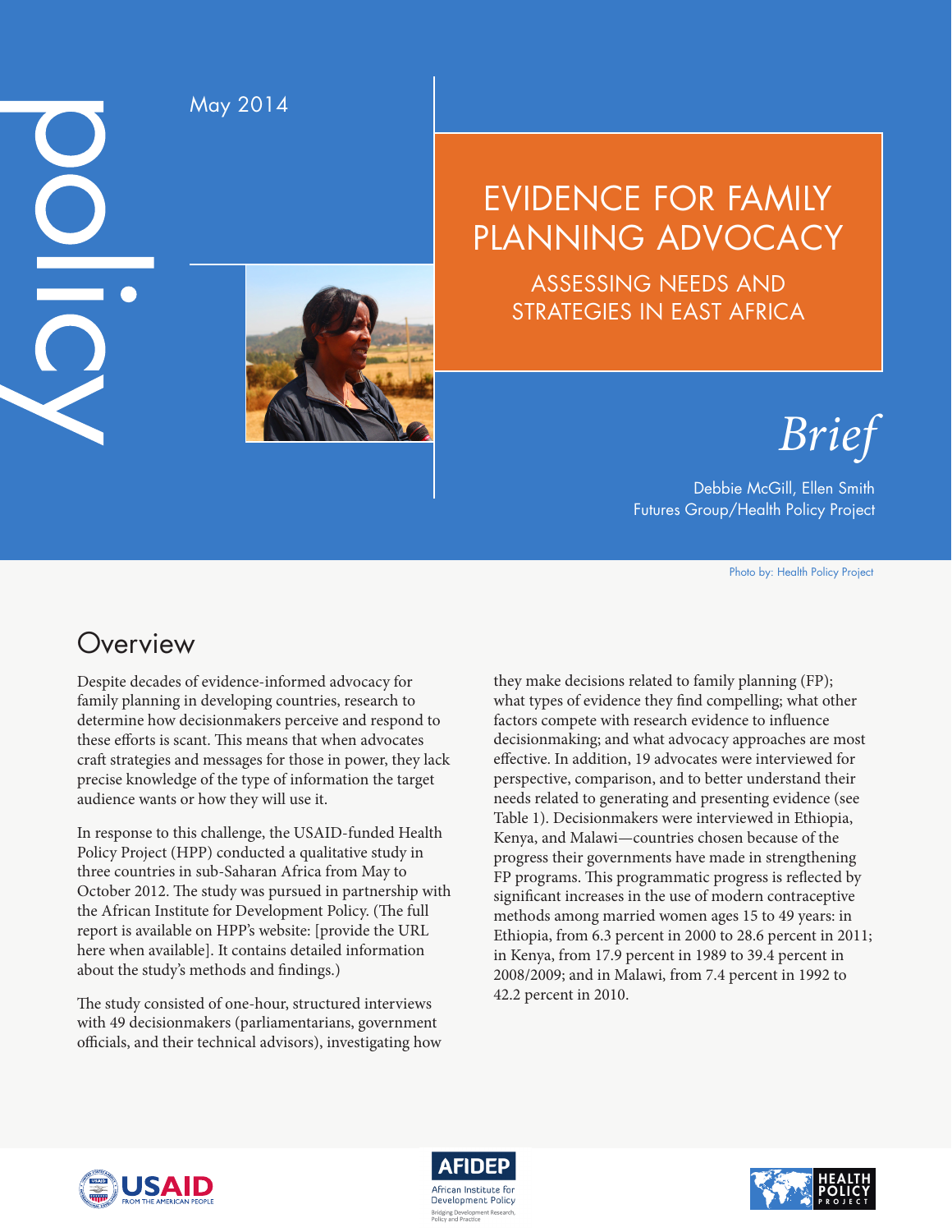policy

May 2014

# EVIDENCE FOR FAMILY PLANNING ADVOCACY

## ASSESSING NEEDS AND STRATEGIES IN EAST AFRICA

*Brief*

Debbie McGill, Ellen Smith
Futures Group/Health Policy Project

Photo by: Health Policy Project

## Overview

Despite decades of evidence-informed advocacy for family planning in developing countries, research to determine how decisionmakers perceive and respond to these efforts is scant. This means that when advocates craft strategies and messages for those in power, they lack precise knowledge of the type of information the target audience wants or how they will use it.

In response to this challenge, the USAID-funded Health Policy Project (HPP) conducted a qualitative study in three countries in sub-Saharan Africa from May to October 2012. The study was pursued in partnership with the African Institute for Development Policy. (The full report is available on HPP's website: [provide the URL here when available]. It contains detailed information about the study's methods and findings.)

The study consisted of one-hour, structured interviews with 49 decisionmakers (parliamentarians, government officials, and their technical advisors), investigating how they make decisions related to family planning (FP); what types of evidence they find compelling; what other factors compete with research evidence to influence decisionmaking; and what advocacy approaches are most effective. In addition, 19 advocates were interviewed for perspective, comparison, and to better understand their needs related to generating and presenting evidence (see Table 1). Decisionmakers were interviewed in Ethiopia, Kenya, and Malawi—countries chosen because of the progress their governments have made in strengthening FP programs. This programmatic progress is reflected by significant increases in the use of modern contraceptive methods among married women ages 15 to 49 years: in Ethiopia, from 6.3 percent in 2000 to 28.6 percent in 2011; in Kenya, from 17.9 percent in 1989 to 39.4 percent in 2008/2009; and in Malawi, from 7.4 percent in 1992 to 42.2 percent in 2010.

USAID FROM THE AMERICAN PEOPLE

AFIDEP African Institute for Development Policy — Bridging Development Research, Policy and Practice

HEALTH POLICY PROJECT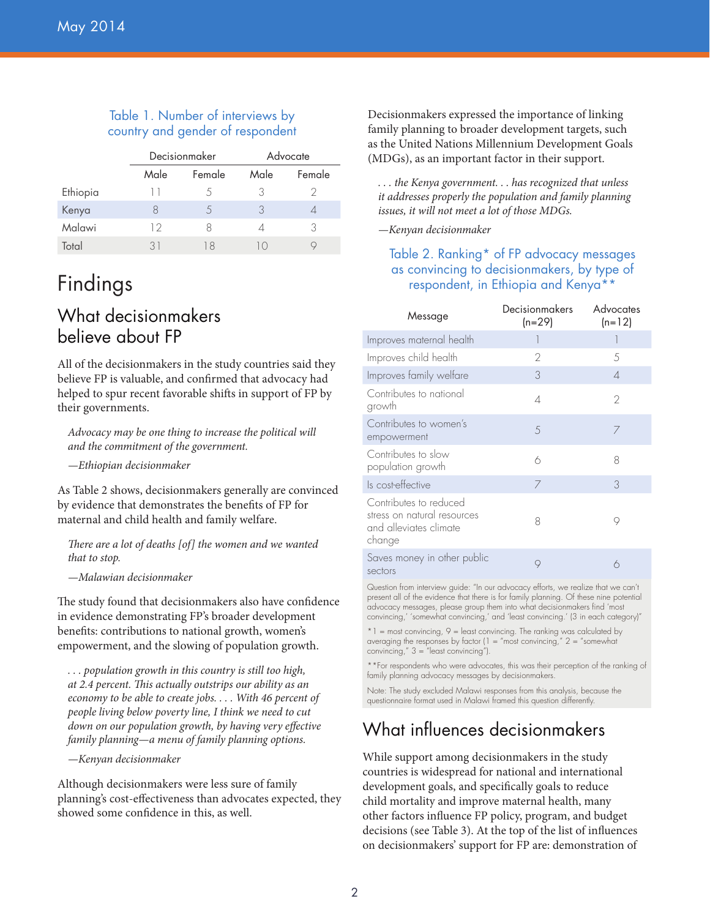Table 1. Number of interviews by country and gender of respondent

| | Decisionmaker | | Advocate | |
|---|---|---|---|---|
| | Male | Female | Male | Female |
| Ethiopia | 11 | 5 | 3 | 2 |
| Kenya | 8 | 5 | 3 | 4 |
| Malawi | 12 | 8 | 4 | 3 |
| Total | 31 | 18 | 10 | 9 |

# Findings

## What decisionmakers believe about FP

All of the decisionmakers in the study countries said they believe FP is valuable, and confirmed that advocacy had helped to spur recent favorable shifts in support of FP by their governments.

> *Advocacy may be one thing to increase the political will and the commitment of the government.*
>
> *—Ethiopian decisionmaker*

As Table 2 shows, decisionmakers generally are convinced by evidence that demonstrates the benefits of FP for maternal and child health and family welfare.

> *There are a lot of deaths [of] the women and we wanted that to stop.*
>
> *—Malawian decisionmaker*

The study found that decisionmakers also have confidence in evidence demonstrating FP's broader development benefits: contributions to national growth, women's empowerment, and the slowing of population growth.

> *. . . population growth in this country is still too high, at 2.4 percent. This actually outstrips our ability as an economy to be able to create jobs. . . . With 46 percent of people living below poverty line, I think we need to cut down on our population growth, by having very effective family planning—a menu of family planning options.*
>
> *—Kenyan decisionmaker*

Although decisionmakers were less sure of family planning's cost-effectiveness than advocates expected, they showed some confidence in this, as well.

Decisionmakers expressed the importance of linking family planning to broader development targets, such as the United Nations Millennium Development Goals (MDGs), as an important factor in their support.

> *. . . the Kenya government. . . has recognized that unless it addresses properly the population and family planning issues, it will not meet a lot of those MDGs.*
>
> *—Kenyan decisionmaker*

Table 2. Ranking* of FP advocacy messages as convincing to decisionmakers, by type of respondent, in Ethiopia and Kenya**

| Message | Decisionmakers (n=29) | Advocates (n=12) |
|---|---|---|
| Improves maternal health | 1 | 1 |
| Improves child health | 2 | 5 |
| Improves family welfare | 3 | 4 |
| Contributes to national growth | 4 | 2 |
| Contributes to women's empowerment | 5 | 7 |
| Contributes to slow population growth | 6 | 8 |
| Is cost-effective | 7 | 3 |
| Contributes to reduced stress on natural resources and alleviates climate change | 8 | 9 |
| Saves money in other public sectors | 9 | 6 |

Question from interview guide: "In our advocacy efforts, we realize that we can't present all of the evidence that there is for family planning. Of these nine potential advocacy messages, please group them into what decisionmakers find 'most convincing,' 'somewhat convincing,' and 'least convincing.' (3 in each category)"

*1 = most convincing, 9 = least convincing. The ranking was calculated by averaging the responses by factor (1 = "most convincing," 2 = "somewhat convincing," 3 = "least convincing").

**For respondents who were advocates, this was their perception of the ranking of family planning advocacy messages by decisionmakers.

Note: The study excluded Malawi responses from this analysis, because the questionnaire format used in Malawi framed this question differently.

## What influences decisionmakers

While support among decisionmakers in the study countries is widespread for national and international development goals, and specifically goals to reduce child mortality and improve maternal health, many other factors influence FP policy, program, and budget decisions (see Table 3). At the top of the list of influences on decisionmakers' support for FP are: demonstration of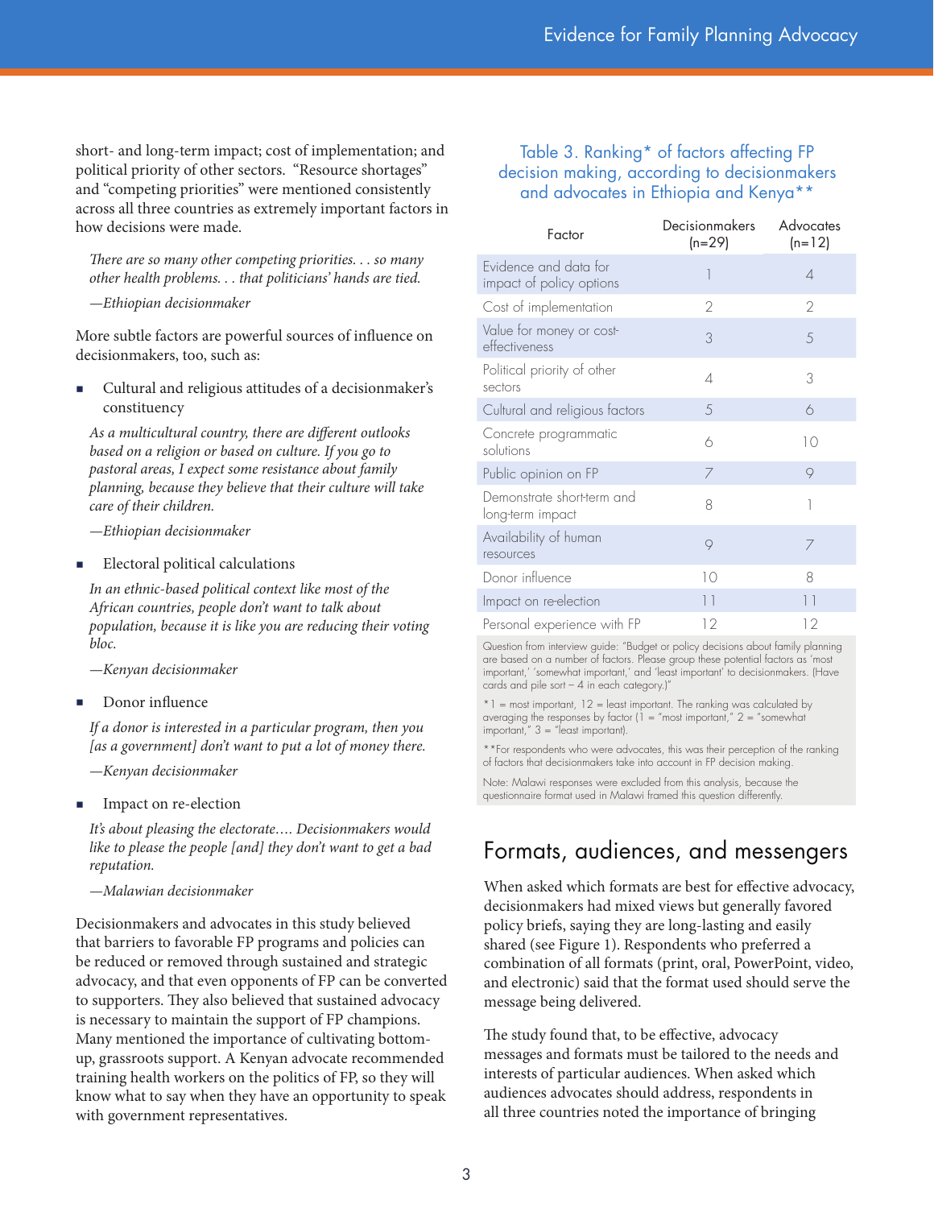short- and long-term impact; cost of implementation; and political priority of other sectors. "Resource shortages" and "competing priorities" were mentioned consistently across all three countries as extremely important factors in how decisions were made.

*There are so many other competing priorities. . . so many other health problems. . . that politicians' hands are tied.*

*—Ethiopian decisionmaker*

More subtle factors are powerful sources of influence on decisionmakers, too, such as:

- Cultural and religious attitudes of a decisionmaker's constituency

  *As a multicultural country, there are different outlooks based on a religion or based on culture. If you go to pastoral areas, I expect some resistance about family planning, because they believe that their culture will take care of their children.*

  *—Ethiopian decisionmaker*

- Electoral political calculations

  *In an ethnic-based political context like most of the African countries, people don't want to talk about population, because it is like you are reducing their voting bloc.*

  *—Kenyan decisionmaker*

- Donor influence

  *If a donor is interested in a particular program, then you [as a government] don't want to put a lot of money there.*

  *—Kenyan decisionmaker*

- Impact on re-election

  *It's about pleasing the electorate…. Decisionmakers would like to please the people [and] they don't want to get a bad reputation.*

  *—Malawian decisionmaker*

Decisionmakers and advocates in this study believed that barriers to favorable FP programs and policies can be reduced or removed through sustained and strategic advocacy, and that even opponents of FP can be converted to supporters. They also believed that sustained advocacy is necessary to maintain the support of FP champions. Many mentioned the importance of cultivating bottom-up, grassroots support. A Kenyan advocate recommended training health workers on the politics of FP, so they will know what to say when they have an opportunity to speak with government representatives.

**Table 3. Ranking* of factors affecting FP decision making, according to decisionmakers and advocates in Ethiopia and Kenya****

| Factor | Decisionmakers (n=29) | Advocates (n=12) |
|---|---|---|
| Evidence and data for impact of policy options | 1 | 4 |
| Cost of implementation | 2 | 2 |
| Value for money or cost-effectiveness | 3 | 5 |
| Political priority of other sectors | 4 | 3 |
| Cultural and religious factors | 5 | 6 |
| Concrete programmatic solutions | 6 | 10 |
| Public opinion on FP | 7 | 9 |
| Demonstrate short-term and long-term impact | 8 | 1 |
| Availability of human resources | 9 | 7 |
| Donor influence | 10 | 8 |
| Impact on re-election | 11 | 11 |
| Personal experience with FP | 12 | 12 |

Question from interview guide: "Budget or policy decisions about family planning are based on a number of factors. Please group these potential factors as 'most important,' 'somewhat important,' and 'least important' to decisionmakers. (Have cards and pile sort – 4 in each category.)"

*1 = most important, 12 = least important. The ranking was calculated by averaging the responses by factor (1 = "most important," 2 = "somewhat important," 3 = "least important).

**For respondents who were advocates, this was their perception of the ranking of factors that decisionmakers take into account in FP decision making.

Note: Malawi responses were excluded from this analysis, because the questionnaire format used in Malawi framed this question differently.

## Formats, audiences, and messengers

When asked which formats are best for effective advocacy, decisionmakers had mixed views but generally favored policy briefs, saying they are long-lasting and easily shared (see Figure 1). Respondents who preferred a combination of all formats (print, oral, PowerPoint, video, and electronic) said that the format used should serve the message being delivered.

The study found that, to be effective, advocacy messages and formats must be tailored to the needs and interests of particular audiences. When asked which audiences advocates should address, respondents in all three countries noted the importance of bringing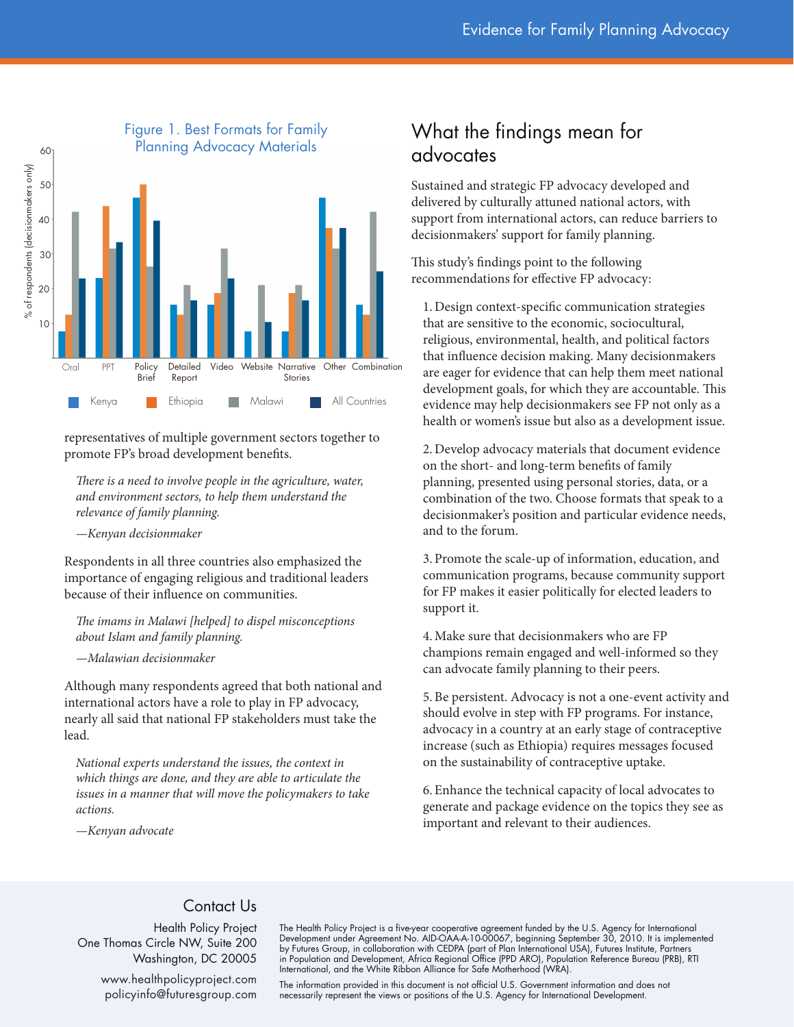Figure 1. Best Formats for Family Planning Advocacy Materials

% of respondents (decisionmakers only)

60
50
40
30
20
10

Oral
PPT
Policy Brief
Detailed Report
Video
Website
Narrative Stories
Other
Combination

Kenya
Ethiopia
Malawi
All Countries

representatives of multiple government sectors together to promote FP's broad development benefits.

> *There is a need to involve people in the agriculture, water, and environment sectors, to help them understand the relevance of family planning.*
>
> *—Kenyan decisionmaker*

Respondents in all three countries also emphasized the importance of engaging religious and traditional leaders because of their influence on communities.

> *The imams in Malawi [helped] to dispel misconceptions about Islam and family planning.*
>
> *—Malawian decisionmaker*

Although many respondents agreed that both national and international actors have a role to play in FP advocacy, nearly all said that national FP stakeholders must take the lead.

> *National experts understand the issues, the context in which things are done, and they are able to articulate the issues in a manner that will move the policymakers to take actions.*
>
> *—Kenyan advocate*

## What the findings mean for advocates

Sustained and strategic FP advocacy developed and delivered by culturally attuned national actors, with support from international actors, can reduce barriers to decisionmakers' support for family planning.

This study's findings point to the following recommendations for effective FP advocacy:

1. Design context-specific communication strategies that are sensitive to the economic, sociocultural, religious, environmental, health, and political factors that influence decision making. Many decisionmakers are eager for evidence that can help them meet national development goals, for which they are accountable. This evidence may help decisionmakers see FP not only as a health or women's issue but also as a development issue.

2. Develop advocacy materials that document evidence on the short- and long-term benefits of family planning, presented using personal stories, data, or a combination of the two. Choose formats that speak to a decisionmaker's position and particular evidence needs, and to the forum.

3. Promote the scale-up of information, education, and communication programs, because community support for FP makes it easier politically for elected leaders to support it.

4. Make sure that decisionmakers who are FP champions remain engaged and well-informed so they can advocate family planning to their peers.

5. Be persistent. Advocacy is not a one-event activity and should evolve in step with FP programs. For instance, advocacy in a country at an early stage of contraceptive increase (such as Ethiopia) requires messages focused on the sustainability of contraceptive uptake.

6. Enhance the technical capacity of local advocates to generate and package evidence on the topics they see as important and relevant to their audiences.

## Contact Us

Health Policy Project
One Thomas Circle NW, Suite 200
Washington, DC 20005

www.healthpolicyproject.com
policyinfo@futuresgroup.com

The Health Policy Project is a five-year cooperative agreement funded by the U.S. Agency for International Development under Agreement No. AID-OAA-A-10-00067, beginning September 30, 2010. It is implemented by Futures Group, in collaboration with CEDPA (part of Plan International USA), Futures Institute, Partners in Population and Development, Africa Regional Office (PPD ARO), Population Reference Bureau (PRB), RTI International, and the White Ribbon Alliance for Safe Motherhood (WRA).

The information provided in this document is not official U.S. Government information and does not necessarily represent the views or positions of the U.S. Agency for International Development.